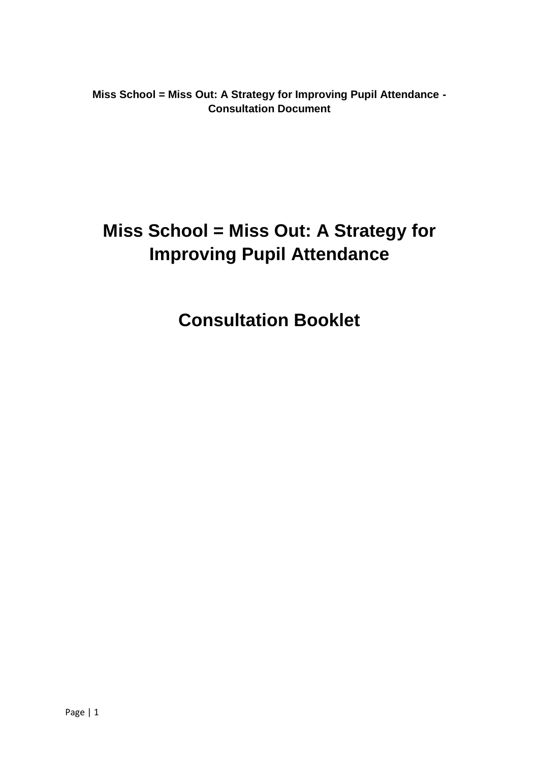# Miss School = Miss Out: A Strategy for Improving Pupil Attendance

## Consultation Booklet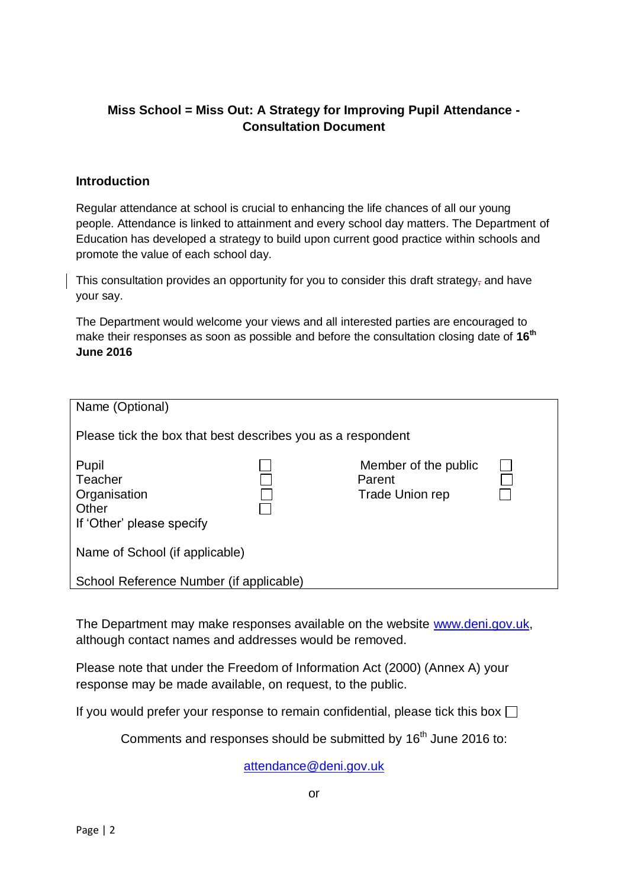**Miss School = Miss Out: A Strategy for Improving Pupil Attendance - Consultation Document**

## Introduction

Regular attendance at school is crucial to enhancing the life chances of all our young people. Attendance is linked to attainment and every school day matters. The Department of Education has developed a strategy to build upon current good practice within schools and promote the value of each school day.

This consultation provides an opportunity for you to consider this draft strategy, and have your say.

The Department would welcome your views and all interested parties are encouraged to make their responses as soon as possible and before the consultation closing date of **16th June 2016**

| Name (Optional) | | | |
|---|---|---|---|
| Please tick the box that best describes you as a respondent | | | |
| Pupil | ☐ | Member of the public | ☐ |
| Teacher | ☐ | Parent | ☐ |
| Organisation | ☐ | Trade Union rep | ☐ |
| Other | ☐ | | |
| If 'Other' please specify | | | |
| Name of School (if applicable) | | | |
| School Reference Number (if applicable) | | | |

The Department may make responses available on the website www.deni.gov.uk, although contact names and addresses would be removed.

Please note that under the Freedom of Information Act (2000) (Annex A) your response may be made available, on request, to the public.

If you would prefer your response to remain confidential, please tick this box ☐

Comments and responses should be submitted by 16th June 2016 to:

attendance@deni.gov.uk

or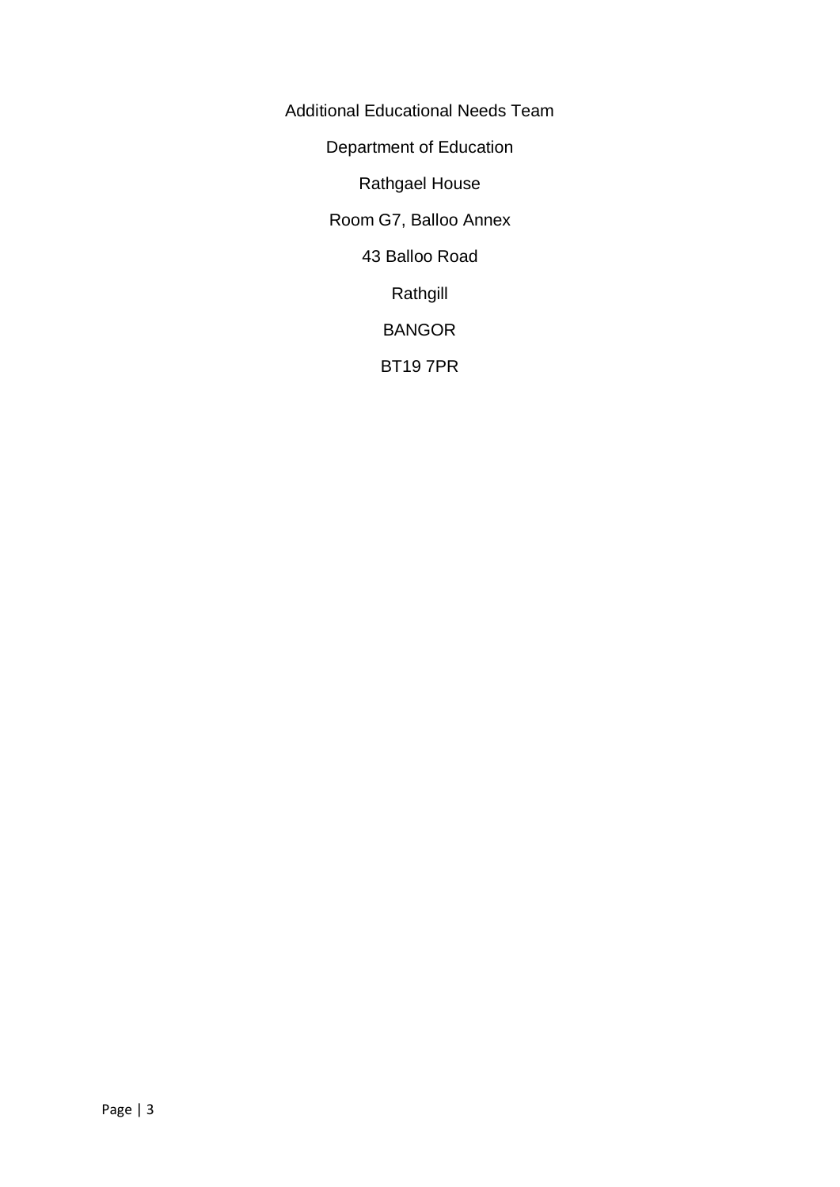Additional Educational Needs Team

Department of Education

Rathgael House

Room G7, Balloo Annex

43 Balloo Road

Rathgill

BANGOR

BT19 7PR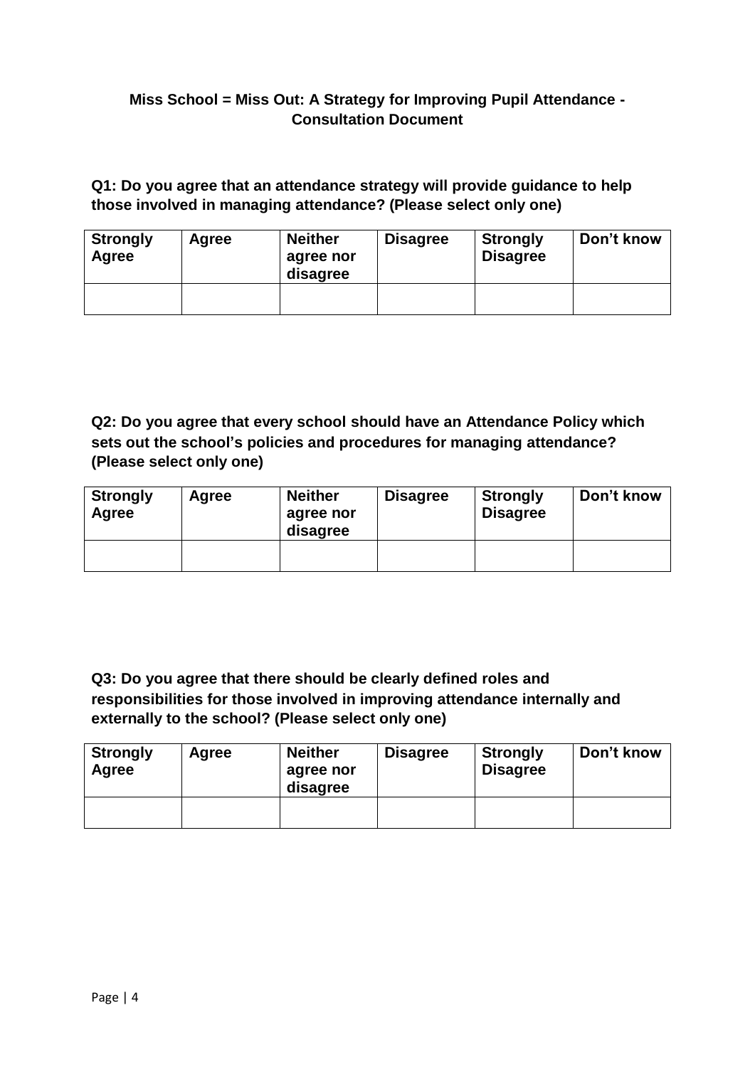**Miss School = Miss Out: A Strategy for Improving Pupil Attendance - Consultation Document**

**Q1: Do you agree that an attendance strategy will provide guidance to help those involved in managing attendance? (Please select only one)**

| Strongly Agree | Agree | Neither agree nor disagree | Disagree | Strongly Disagree | Don't know |
|---|---|---|---|---|---|
| | | | | | |

**Q2: Do you agree that every school should have an Attendance Policy which sets out the school's policies and procedures for managing attendance? (Please select only one)**

| Strongly Agree | Agree | Neither agree nor disagree | Disagree | Strongly Disagree | Don't know |
|---|---|---|---|---|---|
| | | | | | |

**Q3: Do you agree that there should be clearly defined roles and responsibilities for those involved in improving attendance internally and externally to the school? (Please select only one)**

| Strongly Agree | Agree | Neither agree nor disagree | Disagree | Strongly Disagree | Don't know |
|---|---|---|---|---|---|
| | | | | | |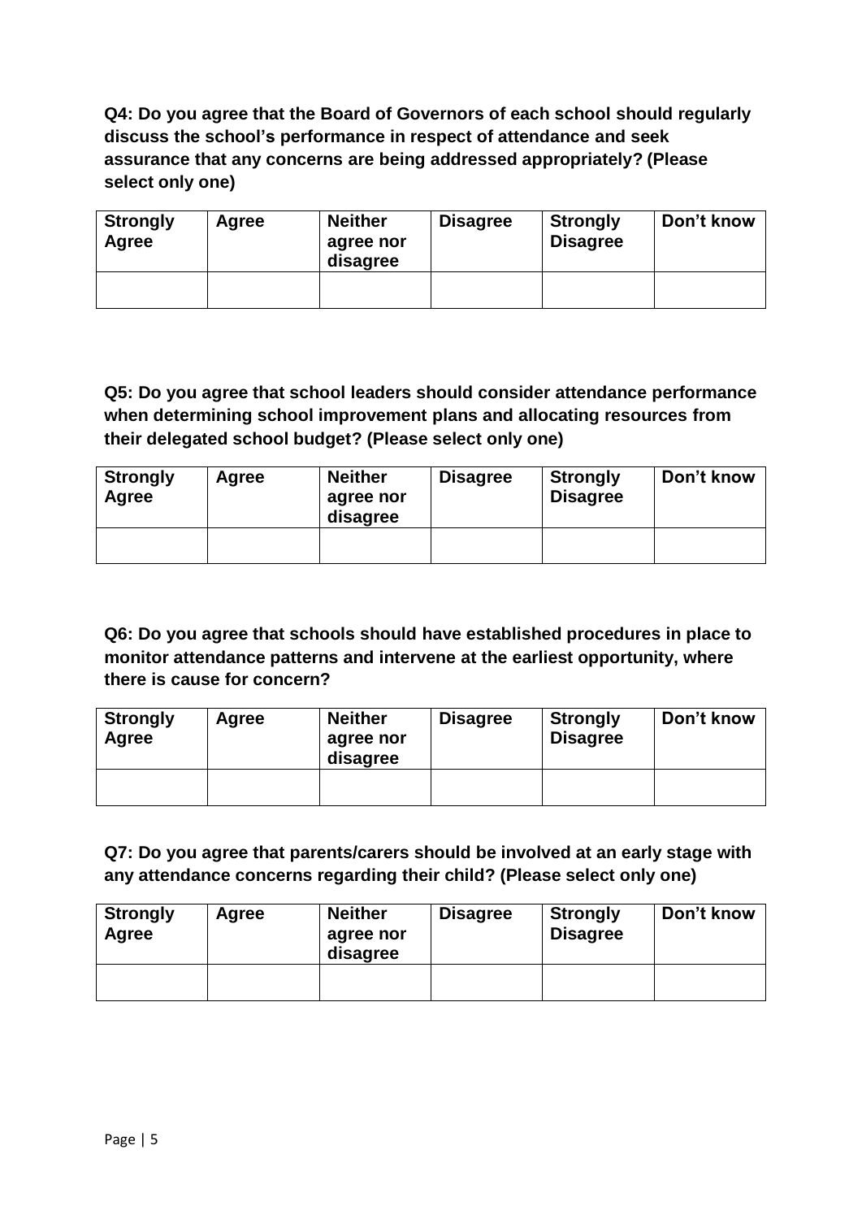**Q4: Do you agree that the Board of Governors of each school should regularly discuss the school's performance in respect of attendance and seek assurance that any concerns are being addressed appropriately? (Please select only one)**

| Strongly Agree | Agree | Neither agree nor disagree | Disagree | Strongly Disagree | Don't know |
|---|---|---|---|---|---|
| | | | | | |

**Q5: Do you agree that school leaders should consider attendance performance when determining school improvement plans and allocating resources from their delegated school budget? (Please select only one)**

| Strongly Agree | Agree | Neither agree nor disagree | Disagree | Strongly Disagree | Don't know |
|---|---|---|---|---|---|
| | | | | | |

**Q6: Do you agree that schools should have established procedures in place to monitor attendance patterns and intervene at the earliest opportunity, where there is cause for concern?**

| Strongly Agree | Agree | Neither agree nor disagree | Disagree | Strongly Disagree | Don't know |
|---|---|---|---|---|---|
| | | | | | |

**Q7: Do you agree that parents/carers should be involved at an early stage with any attendance concerns regarding their child? (Please select only one)**

| Strongly Agree | Agree | Neither agree nor disagree | Disagree | Strongly Disagree | Don't know |
|---|---|---|---|---|---|
| | | | | | |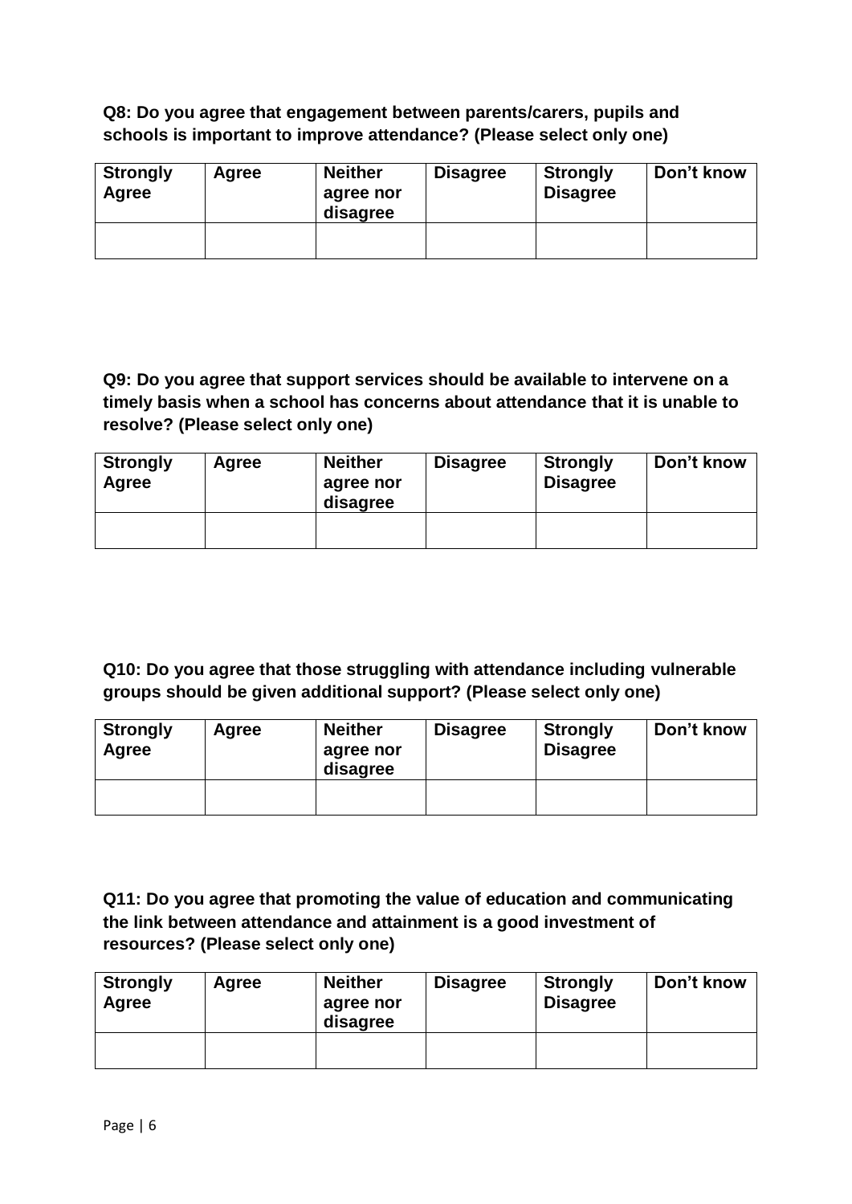**Q8: Do you agree that engagement between parents/carers, pupils and schools is important to improve attendance? (Please select only one)**

| Strongly Agree | Agree | Neither agree nor disagree | Disagree | Strongly Disagree | Don't know |
|---|---|---|---|---|---|
| | | | | | |

**Q9: Do you agree that support services should be available to intervene on a timely basis when a school has concerns about attendance that it is unable to resolve? (Please select only one)**

| Strongly Agree | Agree | Neither agree nor disagree | Disagree | Strongly Disagree | Don't know |
|---|---|---|---|---|---|
| | | | | | |

**Q10: Do you agree that those struggling with attendance including vulnerable groups should be given additional support? (Please select only one)**

| Strongly Agree | Agree | Neither agree nor disagree | Disagree | Strongly Disagree | Don't know |
|---|---|---|---|---|---|
| | | | | | |

**Q11: Do you agree that promoting the value of education and communicating the link between attendance and attainment is a good investment of resources? (Please select only one)**

| Strongly Agree | Agree | Neither agree nor disagree | Disagree | Strongly Disagree | Don't know |
|---|---|---|---|---|---|
| | | | | | |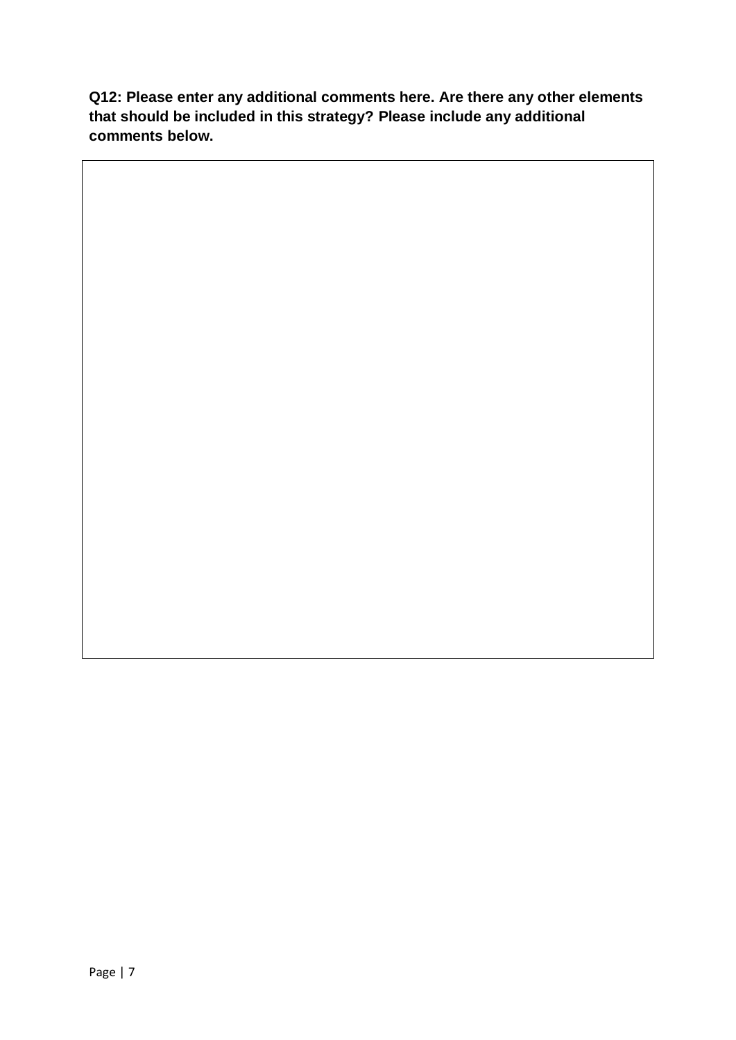**Q12: Please enter any additional comments here. Are there any other elements that should be included in this strategy? Please include any additional comments below.**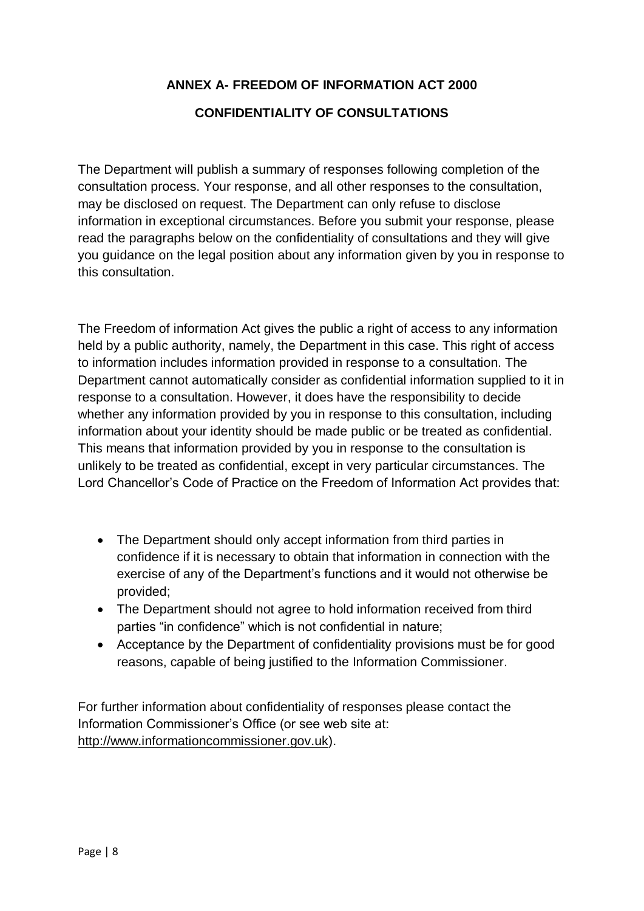## ANNEX A- FREEDOM OF INFORMATION ACT 2000

## CONFIDENTIALITY OF CONSULTATIONS

The Department will publish a summary of responses following completion of the consultation process. Your response, and all other responses to the consultation, may be disclosed on request. The Department can only refuse to disclose information in exceptional circumstances. Before you submit your response, please read the paragraphs below on the confidentiality of consultations and they will give you guidance on the legal position about any information given by you in response to this consultation.

The Freedom of information Act gives the public a right of access to any information held by a public authority, namely, the Department in this case. This right of access to information includes information provided in response to a consultation. The Department cannot automatically consider as confidential information supplied to it in response to a consultation. However, it does have the responsibility to decide whether any information provided by you in response to this consultation, including information about your identity should be made public or be treated as confidential. This means that information provided by you in response to the consultation is unlikely to be treated as confidential, except in very particular circumstances. The Lord Chancellor's Code of Practice on the Freedom of Information Act provides that:

- The Department should only accept information from third parties in confidence if it is necessary to obtain that information in connection with the exercise of any of the Department's functions and it would not otherwise be provided;
- The Department should not agree to hold information received from third parties "in confidence" which is not confidential in nature;
- Acceptance by the Department of confidentiality provisions must be for good reasons, capable of being justified to the Information Commissioner.

For further information about confidentiality of responses please contact the Information Commissioner's Office (or see web site at: http://www.informationcommissioner.gov.uk).